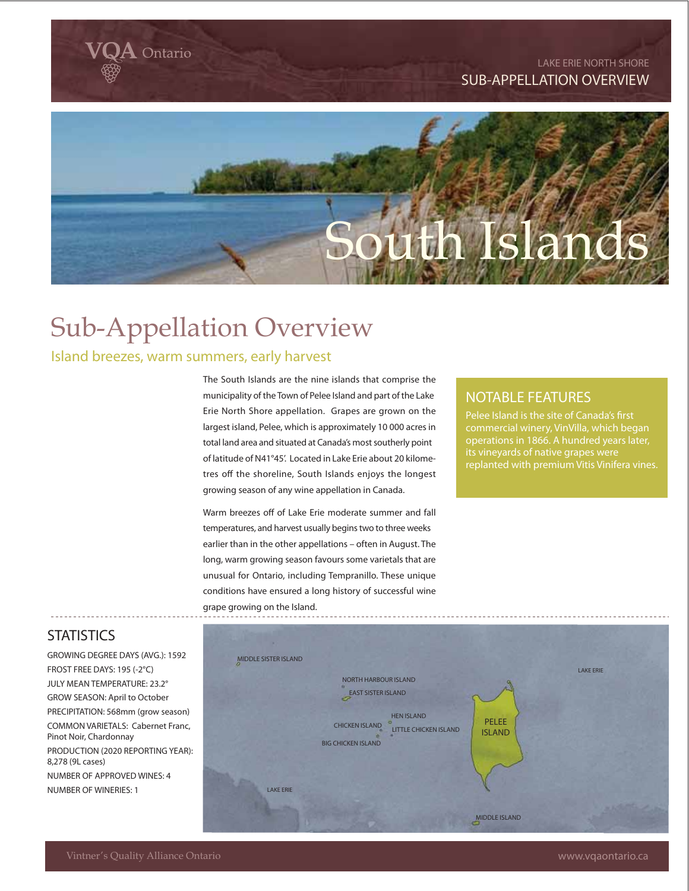VQA Ontario

LAKE ERIE NORTH SHORE
SUB-APPELLATION OVERVIEW

# South Islands

## Sub-Appellation Overview

### Island breezes, warm summers, early harvest

The South Islands are the nine islands that comprise the municipality of the Town of Pelee Island and part of the Lake Erie North Shore appellation. Grapes are grown on the largest island, Pelee, which is approximately 10 000 acres in total land area and situated at Canada's most southerly point of latitude of N41°45'. Located in Lake Erie about 20 kilometres off the shoreline, South Islands enjoys the longest growing season of any wine appellation in Canada.

Warm breezes off of Lake Erie moderate summer and fall temperatures, and harvest usually begins two to three weeks earlier than in the other appellations – often in August. The long, warm growing season favours some varietals that are unusual for Ontario, including Tempranillo. These unique conditions have ensured a long history of successful wine grape growing on the Island.

### NOTABLE FEATURES

Pelee Island is the site of Canada's first commercial winery, VinVilla, which began operations in 1866. A hundred years later, its vineyards of native grapes were replanted with premium Vitis Vinifera vines.

## STATISTICS

GROWING DEGREE DAYS (AVG.): 1592
FROST FREE DAYS: 195 (-2°C)
JULY MEAN TEMPERATURE: 23.2°
GROW SEASON: April to October
PRECIPITATION: 568mm (grow season)
COMMON VARIETALS: Cabernet Franc, Pinot Noir, Chardonnay
PRODUCTION (2020 REPORTING YEAR): 8,278 (9L cases)
NUMBER OF APPROVED WINES: 4
NUMBER OF WINERIES: 1

MIDDLE SISTER ISLAND
NORTH HARBOUR ISLAND
EAST SISTER ISLAND
HEN ISLAND
CHICKEN ISLAND
LITTLE CHICKEN ISLAND
BIG CHICKEN ISLAND
PELEE ISLAND
LAKE ERIE
LAKE ERIE
MIDDLE ISLAND

Vintner's Quality Alliance Ontario www.vqaontario.ca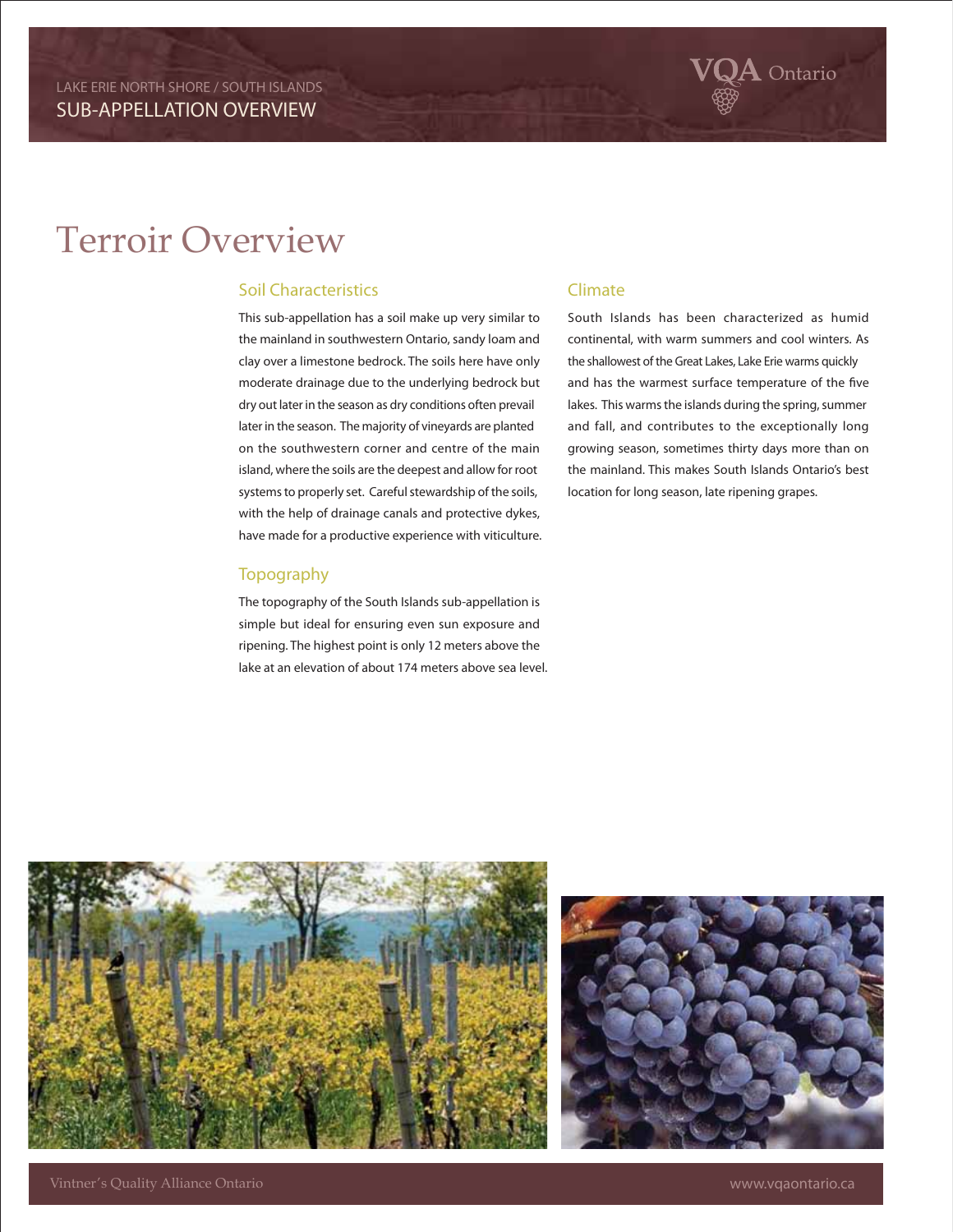LAKE ERIE NORTH SHORE / SOUTH ISLANDS

SUB-APPELLATION OVERVIEW

# Terroir Overview

## Soil Characteristics

This sub-appellation has a soil make up very similar to the mainland in southwestern Ontario, sandy loam and clay over a limestone bedrock. The soils here have only moderate drainage due to the underlying bedrock but dry out later in the season as dry conditions often prevail later in the season. The majority of vineyards are planted on the southwestern corner and centre of the main island, where the soils are the deepest and allow for root systems to properly set. Careful stewardship of the soils, with the help of drainage canals and protective dykes, have made for a productive experience with viticulture.

## Topography

The topography of the South Islands sub-appellation is simple but ideal for ensuring even sun exposure and ripening. The highest point is only 12 meters above the lake at an elevation of about 174 meters above sea level.

## Climate

South Islands has been characterized as humid continental, with warm summers and cool winters. As the shallowest of the Great Lakes, Lake Erie warms quickly and has the warmest surface temperature of the five lakes. This warms the islands during the spring, summer and fall, and contributes to the exceptionally long growing season, sometimes thirty days more than on the mainland. This makes South Islands Ontario's best location for long season, late ripening grapes.